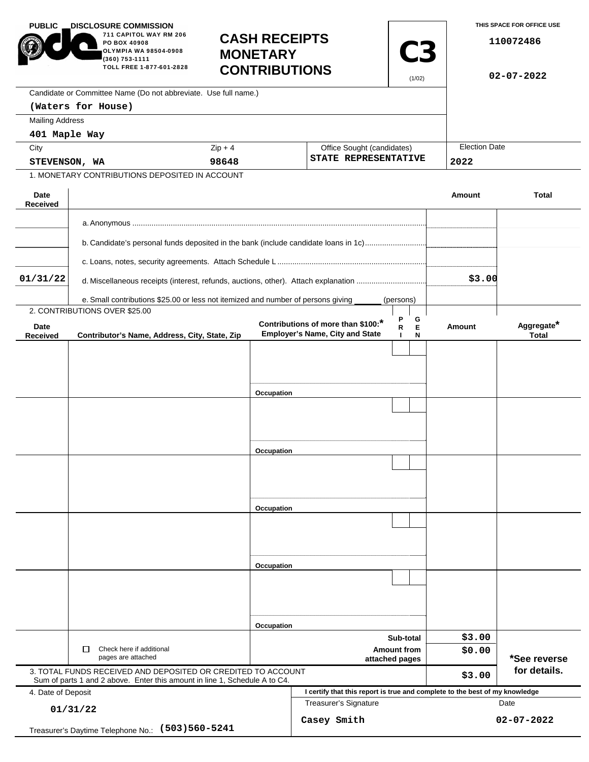PUBLIC DISCLOSURE COMMISSION
711 CAPITOL WAY RM 206
PO BOX 40908
OLYMPIA WA 98504-0908
(360) 753-1111
TOLL FREE 1-877-601-2828

# CASH RECEIPTS MONETARY CONTRIBUTIONS

**C3** (1/02)

THIS SPACE FOR OFFICE USE

110072486

02-07-2022

| Candidate or Committee Name (Do not abbreviate. Use full name.) | | | |
|---|---|---|---|
| (Waters for House) | | | |
| **Mailing Address** | | | |
| 401 Maple Way | | | |
| **City** | **Zip + 4** | **Office Sought (candidates)** | **Election Date** |
| STEVENSON, WA | 98648 | STATE REPRESENTATIVE | 2022 |

## 1. MONETARY CONTRIBUTIONS DEPOSITED IN ACCOUNT

| Date Received | | Amount | Total |
|---|---|---|---|
| | a. Anonymous | | |
| | b. Candidate's personal funds deposited in the bank (include candidate loans in 1c) | | |
| | c. Loans, notes, security agreements. Attach Schedule L | | |
| 01/31/22 | d. Miscellaneous receipts (interest, refunds, auctions, other). Attach explanation | $3.00 | |
| | e. Small contributions $25.00 or less not itemized and number of persons giving ______ (persons) | | |

## 2. CONTRIBUTIONS OVER $25.00

| Date Received | Contributor's Name, Address, City, State, Zip | Contributions of more than $100:* Employer's Name, City and State | PRI | GEN | Amount | Aggregate* Total |
|---|---|---|---|---|---|---|
| | | Occupation | | | | |
| | | Occupation | | | | |
| | | Occupation | | | | |
| | | Occupation | | | | |
| | | Occupation | | | | |

| | | |
|---|---|---|
| ☐ Check here if additional pages are attached | Sub-total | $3.00 |
| | Amount from attached pages | $0.00 |

*See reverse for details.

| 3. TOTAL FUNDS RECEIVED AND DEPOSITED OR CREDITED TO ACCOUNT Sum of parts 1 and 2 above. Enter this amount in line 1, Schedule A to C4. | $3.00 |
|---|---|

4. Date of Deposit

01/31/22

Treasurer's Daytime Telephone No.: (503)560-5241

I certify that this report is true and complete to the best of my knowledge

| Treasurer's Signature | Date |
|---|---|
| Casey Smith | 02-07-2022 |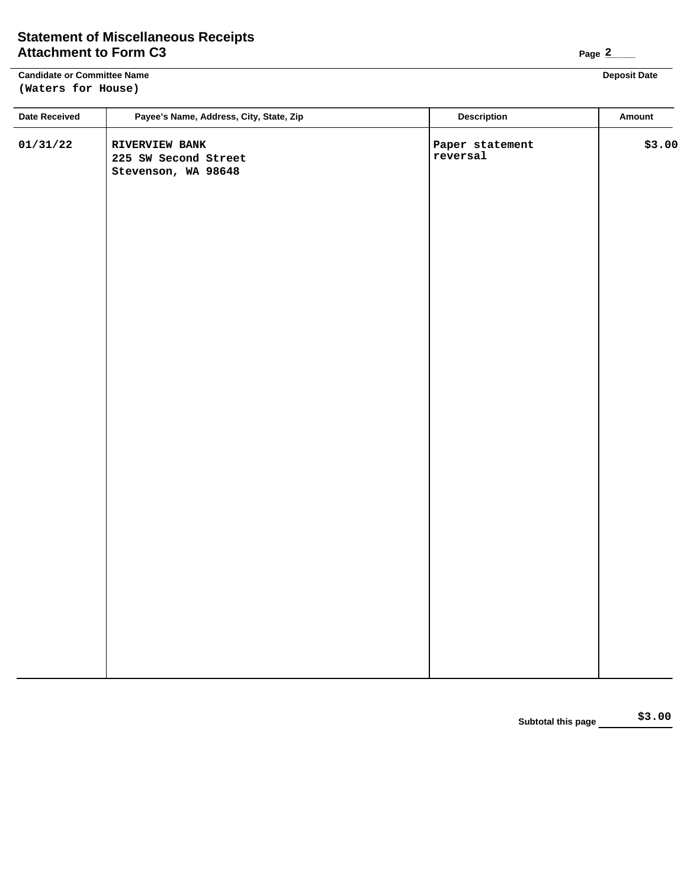# Statement of Miscellaneous Receipts
## Attachment to Form C3

Page 2

**Candidate or Committee Name**
(Waters for House)

**Deposit Date**

| Date Received | Payee's Name, Address, City, State, Zip | Description | Amount |
|---|---|---|---|
| 01/31/22 | RIVERVIEW BANK<br>225 SW Second Street<br>Stevenson, WA 98648 | Paper statement reversal | $3.00 |

Subtotal this page $3.00